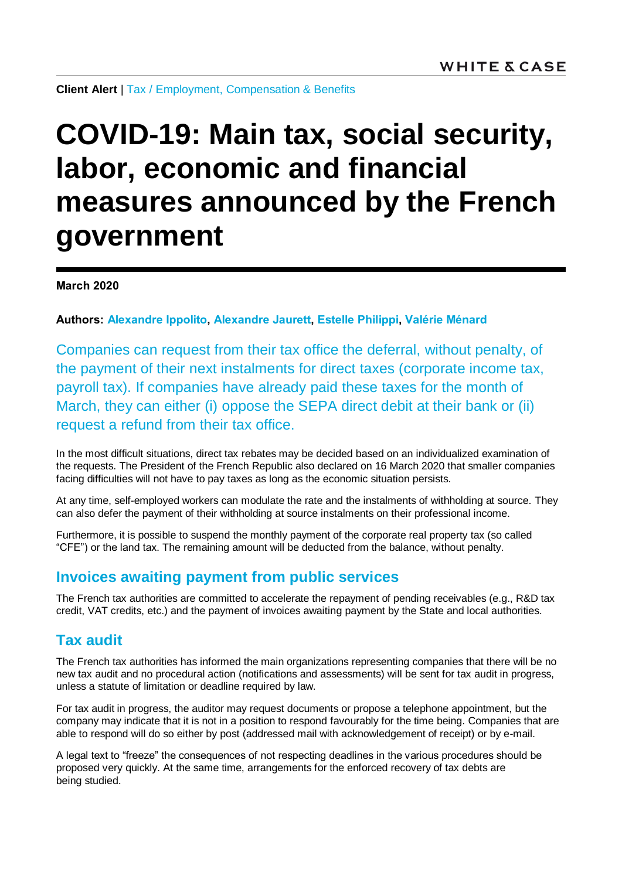**Client Alert** | Tax / Employment, Compensation & Benefits

# COVID-19: Main tax, social security, labor, economic and financial measures announced by the French government

**March 2020**

**Authors: Alexandre Ippolito, Alexandre Jaurett, Estelle Philippi, Valérie Ménard**

Companies can request from their tax office the deferral, without penalty, of the payment of their next instalments for direct taxes (corporate income tax, payroll tax). If companies have already paid these taxes for the month of March, they can either (i) oppose the SEPA direct debit at their bank or (ii) request a refund from their tax office.

In the most difficult situations, direct tax rebates may be decided based on an individualized examination of the requests. The President of the French Republic also declared on 16 March 2020 that smaller companies facing difficulties will not have to pay taxes as long as the economic situation persists.

At any time, self-employed workers can modulate the rate and the instalments of withholding at source. They can also defer the payment of their withholding at source instalments on their professional income.

Furthermore, it is possible to suspend the monthly payment of the corporate real property tax (so called "CFE") or the land tax. The remaining amount will be deducted from the balance, without penalty.

## Invoices awaiting payment from public services

The French tax authorities are committed to accelerate the repayment of pending receivables (e.g., R&D tax credit, VAT credits, etc.) and the payment of invoices awaiting payment by the State and local authorities.

## Tax audit

The French tax authorities has informed the main organizations representing companies that there will be no new tax audit and no procedural action (notifications and assessments) will be sent for tax audit in progress, unless a statute of limitation or deadline required by law.

For tax audit in progress, the auditor may request documents or propose a telephone appointment, but the company may indicate that it is not in a position to respond favourably for the time being. Companies that are able to respond will do so either by post (addressed mail with acknowledgement of receipt) or by e-mail.

A legal text to "freeze" the consequences of not respecting deadlines in the various procedures should be proposed very quickly. At the same time, arrangements for the enforced recovery of tax debts are being studied.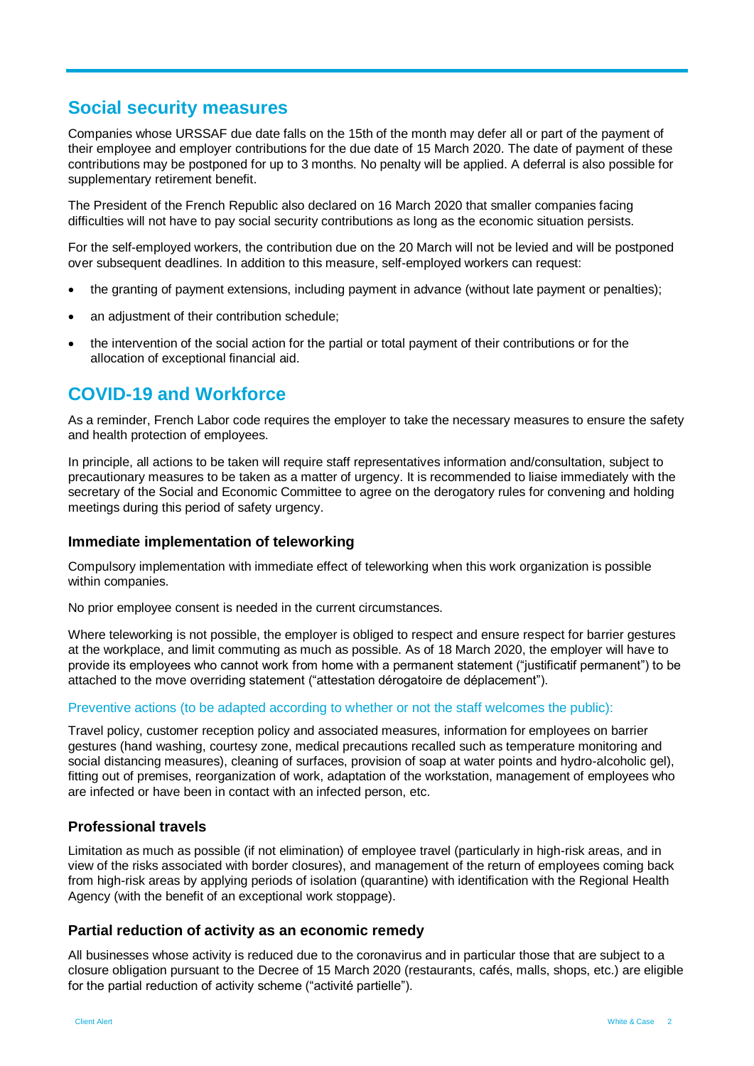## Social security measures

Companies whose URSSAF due date falls on the 15th of the month may defer all or part of the payment of their employee and employer contributions for the due date of 15 March 2020. The date of payment of these contributions may be postponed for up to 3 months. No penalty will be applied. A deferral is also possible for supplementary retirement benefit.

The President of the French Republic also declared on 16 March 2020 that smaller companies facing difficulties will not have to pay social security contributions as long as the economic situation persists.

For the self-employed workers, the contribution due on the 20 March will not be levied and will be postponed over subsequent deadlines. In addition to this measure, self-employed workers can request:

- the granting of payment extensions, including payment in advance (without late payment or penalties);
- an adjustment of their contribution schedule;
- the intervention of the social action for the partial or total payment of their contributions or for the allocation of exceptional financial aid.

## COVID-19 and Workforce

As a reminder, French Labor code requires the employer to take the necessary measures to ensure the safety and health protection of employees.

In principle, all actions to be taken will require staff representatives information and/consultation, subject to precautionary measures to be taken as a matter of urgency. It is recommended to liaise immediately with the secretary of the Social and Economic Committee to agree on the derogatory rules for convening and holding meetings during this period of safety urgency.

### Immediate implementation of teleworking

Compulsory implementation with immediate effect of teleworking when this work organization is possible within companies.

No prior employee consent is needed in the current circumstances.

Where teleworking is not possible, the employer is obliged to respect and ensure respect for barrier gestures at the workplace, and limit commuting as much as possible. As of 18 March 2020, the employer will have to provide its employees who cannot work from home with a permanent statement ("justificatif permanent") to be attached to the move overriding statement ("attestation dérogatoire de déplacement").

#### Preventive actions (to be adapted according to whether or not the staff welcomes the public):

Travel policy, customer reception policy and associated measures, information for employees on barrier gestures (hand washing, courtesy zone, medical precautions recalled such as temperature monitoring and social distancing measures), cleaning of surfaces, provision of soap at water points and hydro-alcoholic gel), fitting out of premises, reorganization of work, adaptation of the workstation, management of employees who are infected or have been in contact with an infected person, etc.

### Professional travels

Limitation as much as possible (if not elimination) of employee travel (particularly in high-risk areas, and in view of the risks associated with border closures), and management of the return of employees coming back from high-risk areas by applying periods of isolation (quarantine) with identification with the Regional Health Agency (with the benefit of an exceptional work stoppage).

### Partial reduction of activity as an economic remedy

All businesses whose activity is reduced due to the coronavirus and in particular those that are subject to a closure obligation pursuant to the Decree of 15 March 2020 (restaurants, cafés, malls, shops, etc.) are eligible for the partial reduction of activity scheme ("activité partielle").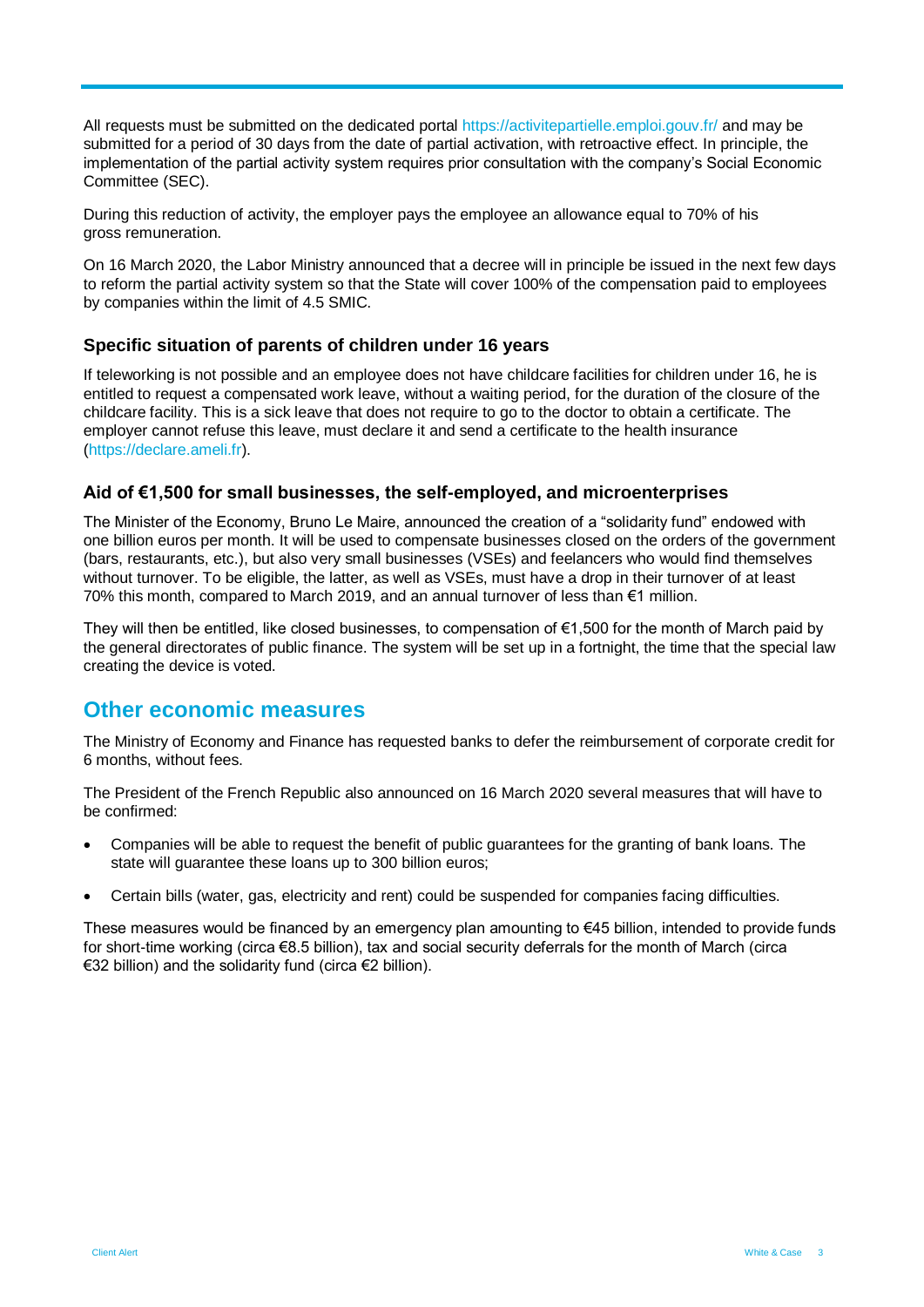All requests must be submitted on the dedicated portal https://activitepartielle.emploi.gouv.fr/ and may be submitted for a period of 30 days from the date of partial activation, with retroactive effect. In principle, the implementation of the partial activity system requires prior consultation with the company's Social Economic Committee (SEC).

During this reduction of activity, the employer pays the employee an allowance equal to 70% of his gross remuneration.

On 16 March 2020, the Labor Ministry announced that a decree will in principle be issued in the next few days to reform the partial activity system so that the State will cover 100% of the compensation paid to employees by companies within the limit of 4.5 SMIC.

### Specific situation of parents of children under 16 years

If teleworking is not possible and an employee does not have childcare facilities for children under 16, he is entitled to request a compensated work leave, without a waiting period, for the duration of the closure of the childcare facility. This is a sick leave that does not require to go to the doctor to obtain a certificate. The employer cannot refuse this leave, must declare it and send a certificate to the health insurance (https://declare.ameli.fr).

### Aid of €1,500 for small businesses, the self-employed, and microenterprises

The Minister of the Economy, Bruno Le Maire, announced the creation of a "solidarity fund" endowed with one billion euros per month. It will be used to compensate businesses closed on the orders of the government (bars, restaurants, etc.), but also very small businesses (VSEs) and feelancers who would find themselves without turnover. To be eligible, the latter, as well as VSEs, must have a drop in their turnover of at least 70% this month, compared to March 2019, and an annual turnover of less than €1 million.

They will then be entitled, like closed businesses, to compensation of €1,500 for the month of March paid by the general directorates of public finance. The system will be set up in a fortnight, the time that the special law creating the device is voted.

## Other economic measures

The Ministry of Economy and Finance has requested banks to defer the reimbursement of corporate credit for 6 months, without fees.

The President of the French Republic also announced on 16 March 2020 several measures that will have to be confirmed:

- Companies will be able to request the benefit of public guarantees for the granting of bank loans. The state will guarantee these loans up to 300 billion euros;
- Certain bills (water, gas, electricity and rent) could be suspended for companies facing difficulties.

These measures would be financed by an emergency plan amounting to €45 billion, intended to provide funds for short-time working (circa €8.5 billion), tax and social security deferrals for the month of March (circa €32 billion) and the solidarity fund (circa €2 billion).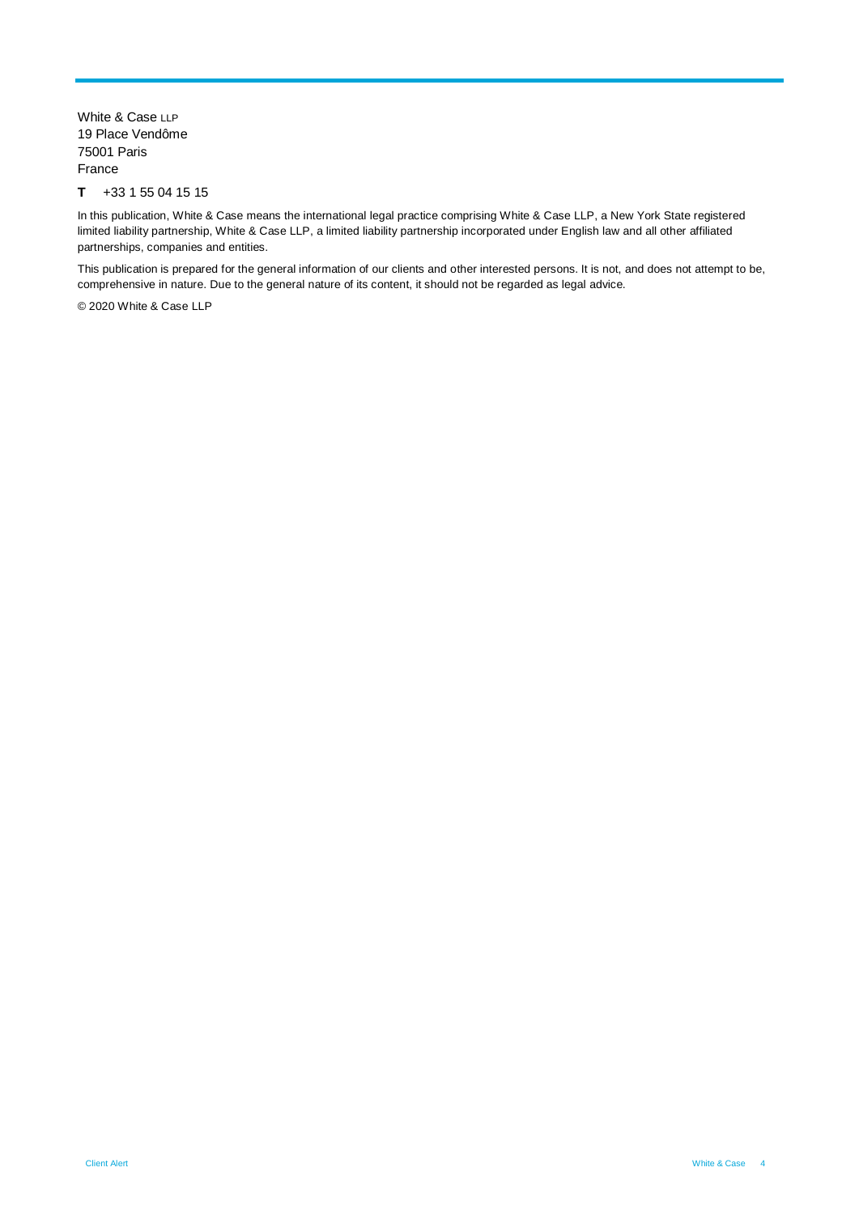White & Case LLP
19 Place Vendôme
75001 Paris
France

**T** +33 1 55 04 15 15

In this publication, White & Case means the international legal practice comprising White & Case LLP, a New York State registered limited liability partnership, White & Case LLP, a limited liability partnership incorporated under English law and all other affiliated partnerships, companies and entities.

This publication is prepared for the general information of our clients and other interested persons. It is not, and does not attempt to be, comprehensive in nature. Due to the general nature of its content, it should not be regarded as legal advice.

© 2020 White & Case LLP